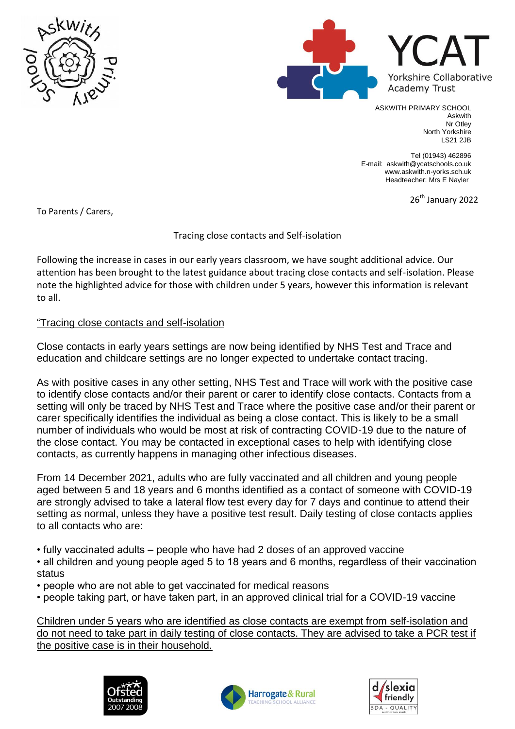ASKWITH PRIMARY SCHOOL
Askwith
Nr Otley
North Yorkshire
LS21 2JB

Tel (01943) 462896
E-mail: askwith@ycatschools.co.uk
www.askwith.n-yorks.sch.uk
Headteacher: Mrs E Nayler

26th January 2022

To Parents / Carers,

Tracing close contacts and Self-isolation

Following the increase in cases in our early years classroom, we have sought additional advice. Our attention has been brought to the latest guidance about tracing close contacts and self-isolation. Please note the highlighted advice for those with children under 5 years, however this information is relevant to all.

"Tracing close contacts and self-isolation

Close contacts in early years settings are now being identified by NHS Test and Trace and education and childcare settings are no longer expected to undertake contact tracing.

As with positive cases in any other setting, NHS Test and Trace will work with the positive case to identify close contacts and/or their parent or carer to identify close contacts. Contacts from a setting will only be traced by NHS Test and Trace where the positive case and/or their parent or carer specifically identifies the individual as being a close contact. This is likely to be a small number of individuals who would be most at risk of contracting COVID-19 due to the nature of the close contact. You may be contacted in exceptional cases to help with identifying close contacts, as currently happens in managing other infectious diseases.

From 14 December 2021, adults who are fully vaccinated and all children and young people aged between 5 and 18 years and 6 months identified as a contact of someone with COVID-19 are strongly advised to take a lateral flow test every day for 7 days and continue to attend their setting as normal, unless they have a positive test result. Daily testing of close contacts applies to all contacts who are:

- fully vaccinated adults – people who have had 2 doses of an approved vaccine
- all children and young people aged 5 to 18 years and 6 months, regardless of their vaccination status
- people who are not able to get vaccinated for medical reasons
- people taking part, or have taken part, in an approved clinical trial for a COVID-19 vaccine

Children under 5 years who are identified as close contacts are exempt from self-isolation and do not need to take part in daily testing of close contacts. They are advised to take a PCR test if the positive case is in their household.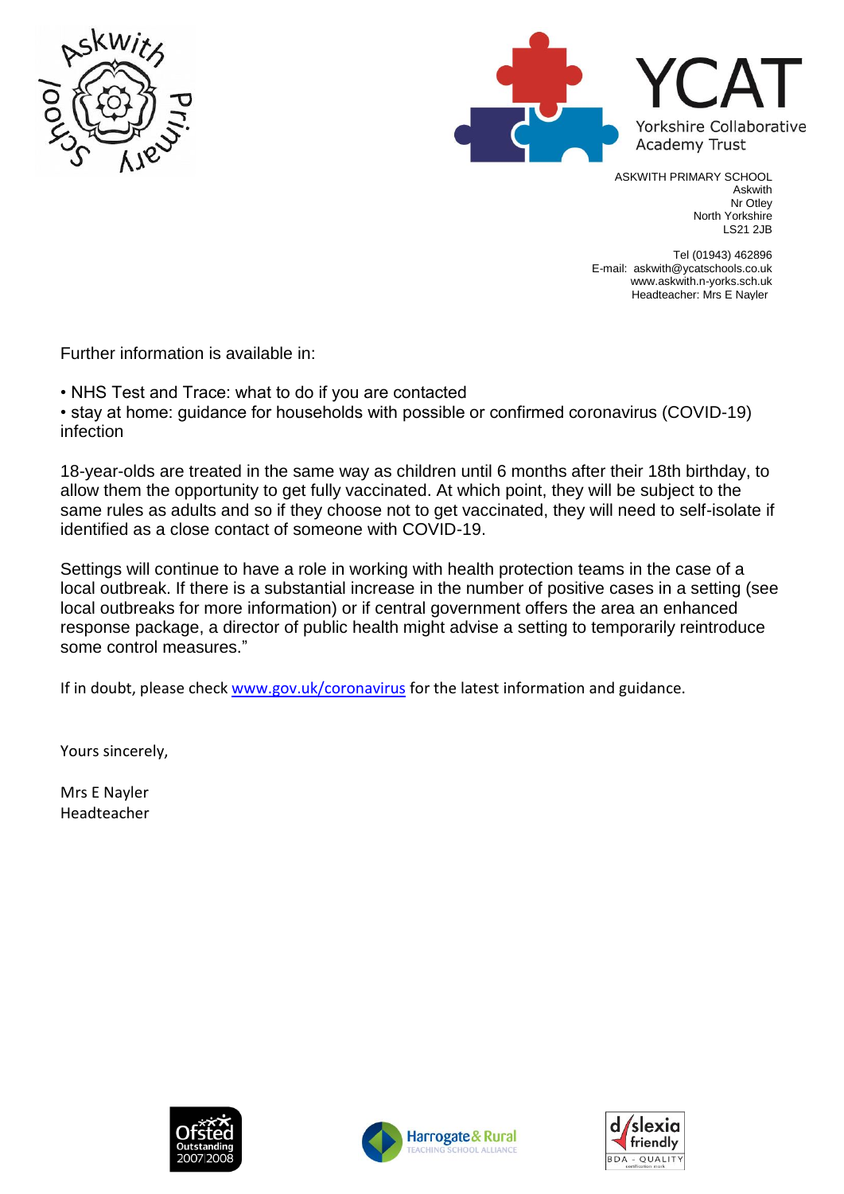ASKWITH PRIMARY SCHOOL
Askwith
Nr Otley
North Yorkshire
LS21 2JB

Tel (01943) 462896
E-mail: askwith@ycatschools.co.uk
www.askwith.n-yorks.sch.uk
Headteacher: Mrs E Nayler

Further information is available in:

- NHS Test and Trace: what to do if you are contacted
- stay at home: guidance for households with possible or confirmed coronavirus (COVID-19) infection

18-year-olds are treated in the same way as children until 6 months after their 18th birthday, to allow them the opportunity to get fully vaccinated. At which point, they will be subject to the same rules as adults and so if they choose not to get vaccinated, they will need to self-isolate if identified as a close contact of someone with COVID-19.

Settings will continue to have a role in working with health protection teams in the case of a local outbreak. If there is a substantial increase in the number of positive cases in a setting (see local outbreaks for more information) or if central government offers the area an enhanced response package, a director of public health might advise a setting to temporarily reintroduce some control measures."

If in doubt, please check www.gov.uk/coronavirus for the latest information and guidance.

Yours sincerely,

Mrs E Nayler
Headteacher